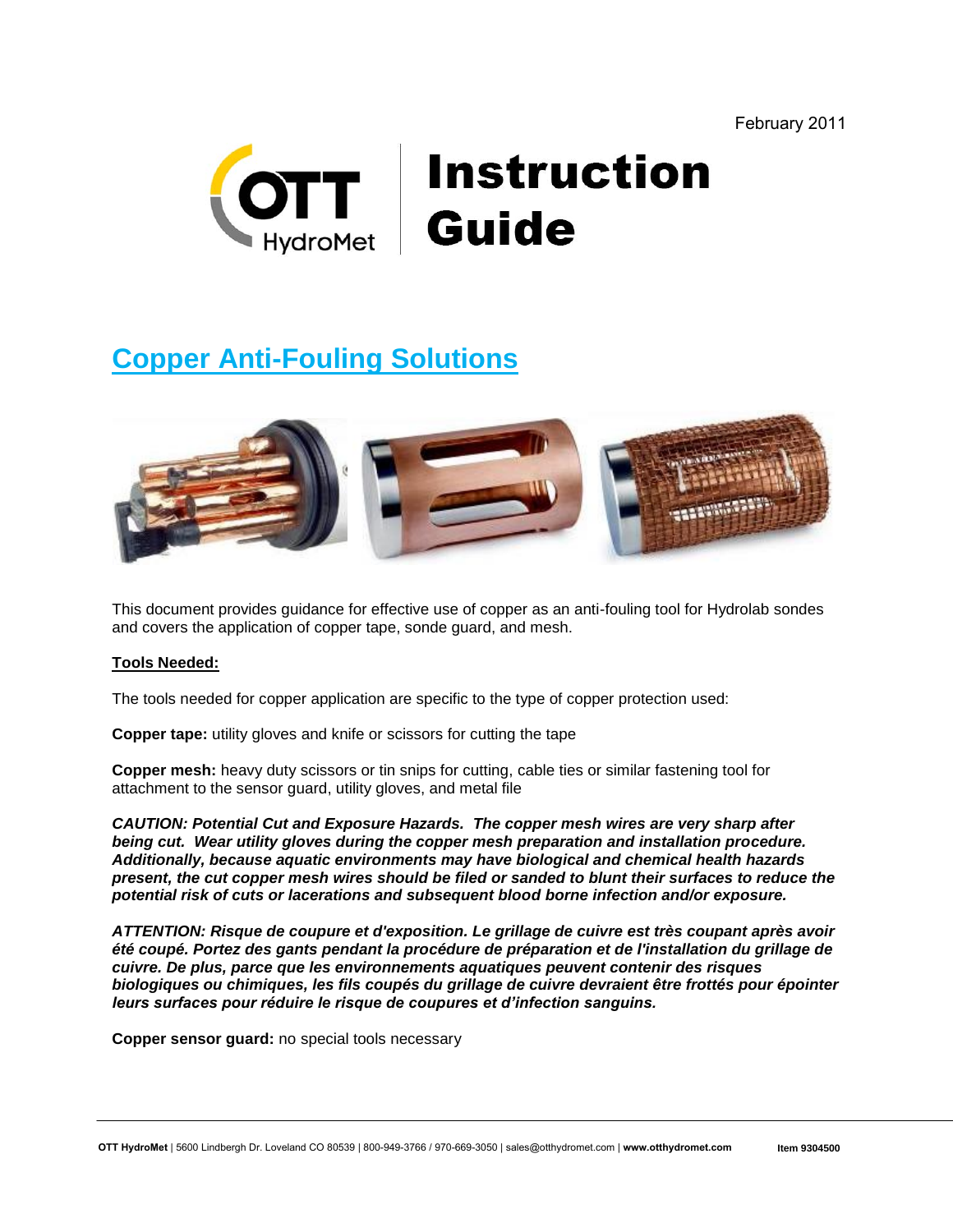February 2011

# Instruction Guide

## Copper Anti-Fouling Solutions

This document provides guidance for effective use of copper as an anti-fouling tool for Hydrolab sondes and covers the application of copper tape, sonde guard, and mesh.

**Tools Needed:**

The tools needed for copper application are specific to the type of copper protection used:

**Copper tape:** utility gloves and knife or scissors for cutting the tape

**Copper mesh:** heavy duty scissors or tin snips for cutting, cable ties or similar fastening tool for attachment to the sensor guard, utility gloves, and metal file

***CAUTION: Potential Cut and Exposure Hazards. The copper mesh wires are very sharp after being cut. Wear utility gloves during the copper mesh preparation and installation procedure. Additionally, because aquatic environments may have biological and chemical health hazards present, the cut copper mesh wires should be filed or sanded to blunt their surfaces to reduce the potential risk of cuts or lacerations and subsequent blood borne infection and/or exposure.***

***ATTENTION: Risque de coupure et d'exposition. Le grillage de cuivre est très coupant après avoir été coupé. Portez des gants pendant la procédure de préparation et de l'installation du grillage de cuivre. De plus, parce que les environnements aquatiques peuvent contenir des risques biologiques ou chimiques, les fils coupés du grillage de cuivre devraient être frottés pour épointer leurs surfaces pour réduire le risque de coupures et d'infection sanguins.***

**Copper sensor guard:** no special tools necessary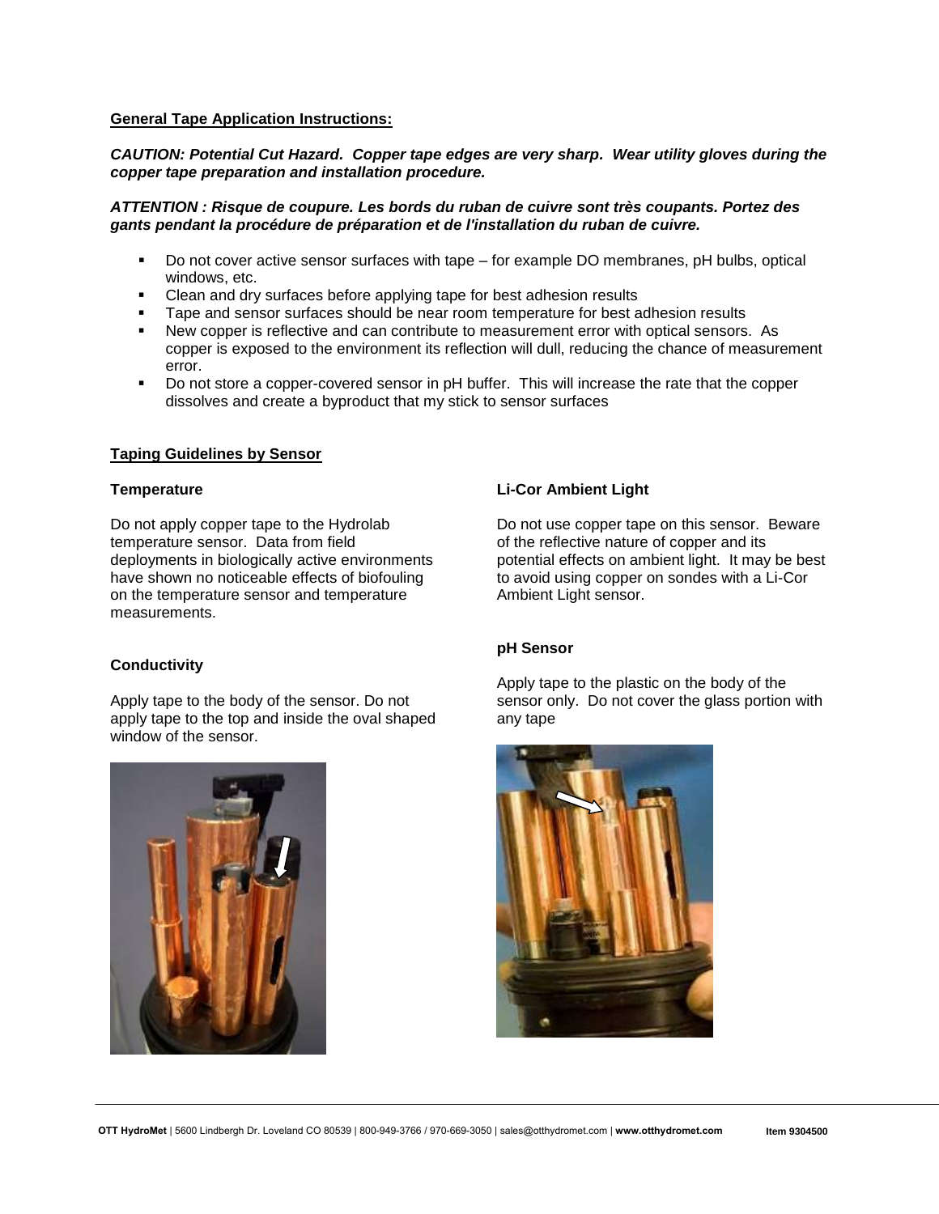**General Tape Application Instructions:**

***CAUTION: Potential Cut Hazard. Copper tape edges are very sharp. Wear utility gloves during the copper tape preparation and installation procedure.***

***ATTENTION : Risque de coupure. Les bords du ruban de cuivre sont très coupants. Portez des gants pendant la procédure de préparation et de l'installation du ruban de cuivre.***

- Do not cover active sensor surfaces with tape – for example DO membranes, pH bulbs, optical windows, etc.
- Clean and dry surfaces before applying tape for best adhesion results
- Tape and sensor surfaces should be near room temperature for best adhesion results
- New copper is reflective and can contribute to measurement error with optical sensors. As copper is exposed to the environment its reflection will dull, reducing the chance of measurement error.
- Do not store a copper-covered sensor in pH buffer. This will increase the rate that the copper dissolves and create a byproduct that my stick to sensor surfaces

**Taping Guidelines by Sensor**

**Temperature**

Do not apply copper tape to the Hydrolab temperature sensor. Data from field deployments in biologically active environments have shown no noticeable effects of biofouling on the temperature sensor and temperature measurements.

**Conductivity**

Apply tape to the body of the sensor. Do not apply tape to the top and inside the oval shaped window of the sensor.

**Li-Cor Ambient Light**

Do not use copper tape on this sensor. Beware of the reflective nature of copper and its potential effects on ambient light. It may be best to avoid using copper on sondes with a Li-Cor Ambient Light sensor.

**pH Sensor**

Apply tape to the plastic on the body of the sensor only. Do not cover the glass portion with any tape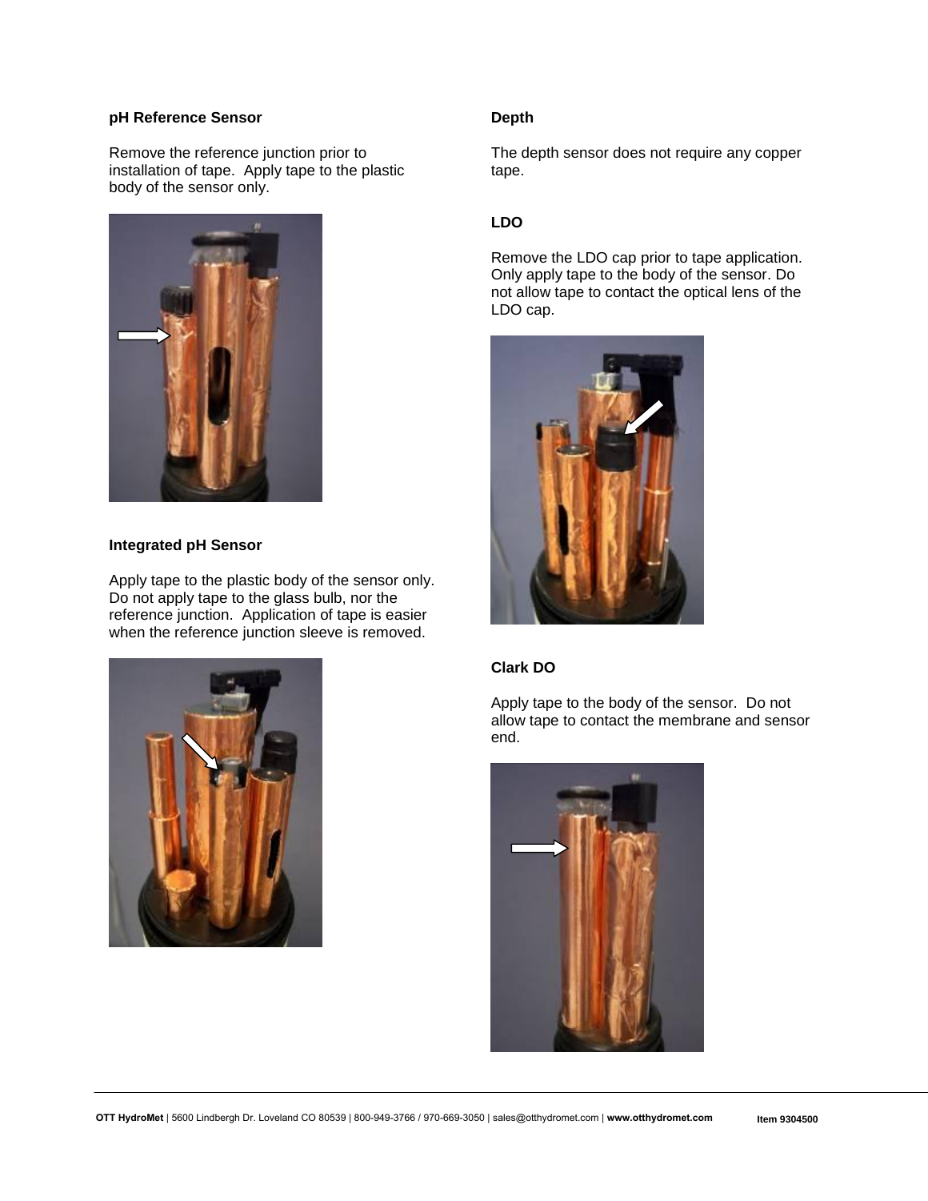**pH Reference Sensor**

Remove the reference junction prior to installation of tape. Apply tape to the plastic body of the sensor only.

**Integrated pH Sensor**

Apply tape to the plastic body of the sensor only. Do not apply tape to the glass bulb, nor the reference junction. Application of tape is easier when the reference junction sleeve is removed.

**Depth**

The depth sensor does not require any copper tape.

**LDO**

Remove the LDO cap prior to tape application. Only apply tape to the body of the sensor. Do not allow tape to contact the optical lens of the LDO cap.

**Clark DO**

Apply tape to the body of the sensor. Do not allow tape to contact the membrane and sensor end.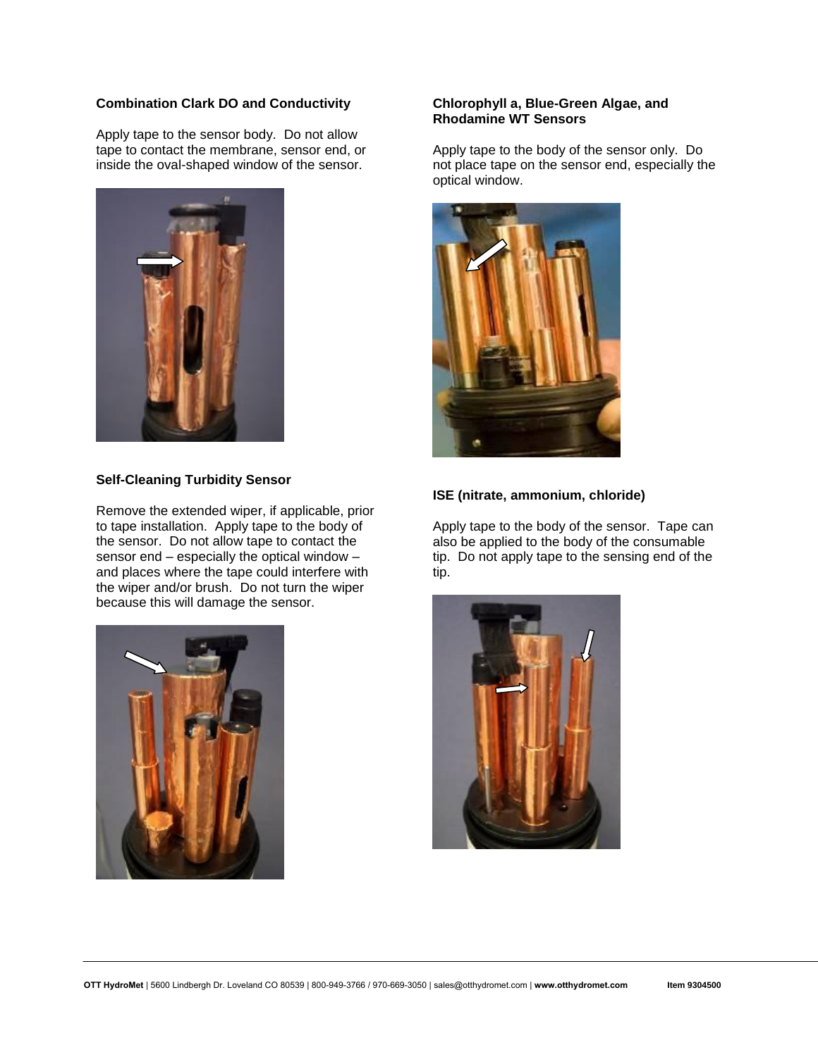### Combination Clark DO and Conductivity

Apply tape to the sensor body. Do not allow tape to contact the membrane, sensor end, or inside the oval-shaped window of the sensor.

### Self-Cleaning Turbidity Sensor

Remove the extended wiper, if applicable, prior to tape installation. Apply tape to the body of the sensor. Do not allow tape to contact the sensor end – especially the optical window – and places where the tape could interfere with the wiper and/or brush. Do not turn the wiper because this will damage the sensor.

### Chlorophyll a, Blue-Green Algae, and Rhodamine WT Sensors

Apply tape to the body of the sensor only. Do not place tape on the sensor end, especially the optical window.

### ISE (nitrate, ammonium, chloride)

Apply tape to the body of the sensor. Tape can also be applied to the body of the consumable tip. Do not apply tape to the sensing end of the tip.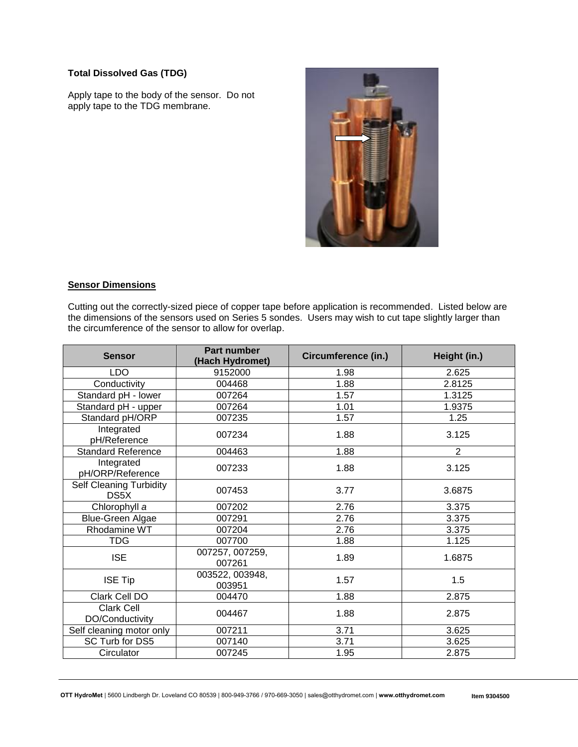**Total Dissolved Gas (TDG)**

Apply tape to the body of the sensor. Do not apply tape to the TDG membrane.

**Sensor Dimensions**

Cutting out the correctly-sized piece of copper tape before application is recommended. Listed below are the dimensions of the sensors used on Series 5 sondes. Users may wish to cut tape slightly larger than the circumference of the sensor to allow for overlap.

| Sensor | Part number (Hach Hydromet) | Circumference (in.) | Height (in.) |
|---|---|---|---|
| LDO | 9152000 | 1.98 | 2.625 |
| Conductivity | 004468 | 1.88 | 2.8125 |
| Standard pH - lower | 007264 | 1.57 | 1.3125 |
| Standard pH - upper | 007264 | 1.01 | 1.9375 |
| Standard pH/ORP | 007235 | 1.57 | 1.25 |
| Integrated pH/Reference | 007234 | 1.88 | 3.125 |
| Standard Reference | 004463 | 1.88 | 2 |
| Integrated pH/ORP/Reference | 007233 | 1.88 | 3.125 |
| Self Cleaning Turbidity DS5X | 007453 | 3.77 | 3.6875 |
| Chlorophyll *a* | 007202 | 2.76 | 3.375 |
| Blue-Green Algae | 007291 | 2.76 | 3.375 |
| Rhodamine WT | 007204 | 2.76 | 3.375 |
| TDG | 007700 | 1.88 | 1.125 |
| ISE | 007257, 007259, 007261 | 1.89 | 1.6875 |
| ISE Tip | 003522, 003948, 003951 | 1.57 | 1.5 |
| Clark Cell DO | 004470 | 1.88 | 2.875 |
| Clark Cell DO/Conductivity | 004467 | 1.88 | 2.875 |
| Self cleaning motor only | 007211 | 3.71 | 3.625 |
| SC Turb for DS5 | 007140 | 3.71 | 3.625 |
| Circulator | 007245 | 1.95 | 2.875 |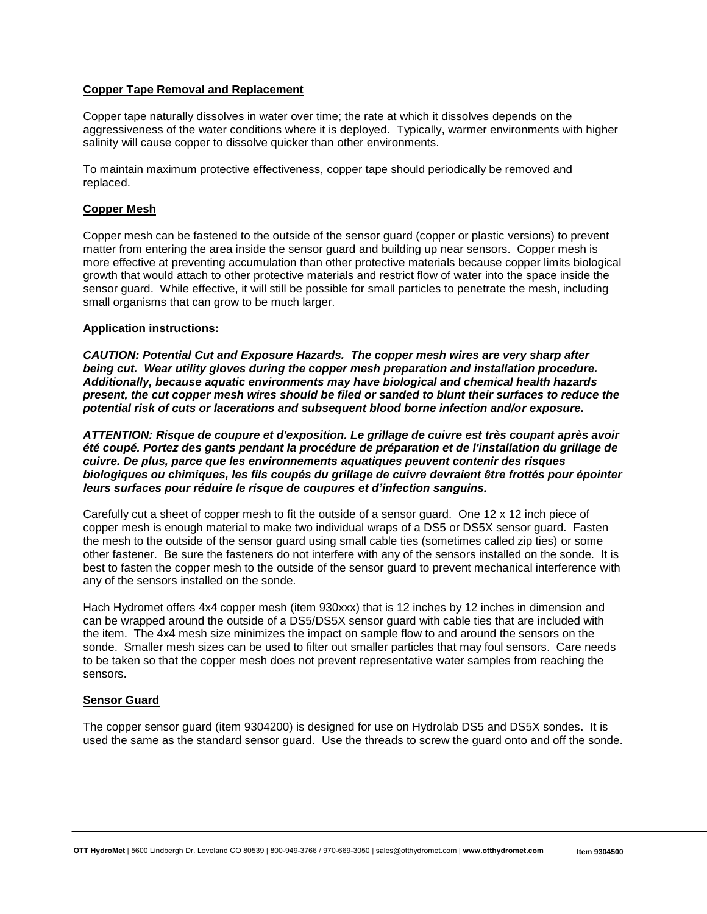**Copper Tape Removal and Replacement**

Copper tape naturally dissolves in water over time; the rate at which it dissolves depends on the aggressiveness of the water conditions where it is deployed. Typically, warmer environments with higher salinity will cause copper to dissolve quicker than other environments.

To maintain maximum protective effectiveness, copper tape should periodically be removed and replaced.

**Copper Mesh**

Copper mesh can be fastened to the outside of the sensor guard (copper or plastic versions) to prevent matter from entering the area inside the sensor guard and building up near sensors. Copper mesh is more effective at preventing accumulation than other protective materials because copper limits biological growth that would attach to other protective materials and restrict flow of water into the space inside the sensor guard. While effective, it will still be possible for small particles to penetrate the mesh, including small organisms that can grow to be much larger.

**Application instructions:**

***CAUTION: Potential Cut and Exposure Hazards. The copper mesh wires are very sharp after being cut. Wear utility gloves during the copper mesh preparation and installation procedure. Additionally, because aquatic environments may have biological and chemical health hazards present, the cut copper mesh wires should be filed or sanded to blunt their surfaces to reduce the potential risk of cuts or lacerations and subsequent blood borne infection and/or exposure.***

***ATTENTION: Risque de coupure et d'exposition. Le grillage de cuivre est très coupant après avoir été coupé. Portez des gants pendant la procédure de préparation et de l'installation du grillage de cuivre. De plus, parce que les environnements aquatiques peuvent contenir des risques biologiques ou chimiques, les fils coupés du grillage de cuivre devraient être frottés pour épointer leurs surfaces pour réduire le risque de coupures et d'infection sanguins.***

Carefully cut a sheet of copper mesh to fit the outside of a sensor guard. One 12 x 12 inch piece of copper mesh is enough material to make two individual wraps of a DS5 or DS5X sensor guard. Fasten the mesh to the outside of the sensor guard using small cable ties (sometimes called zip ties) or some other fastener. Be sure the fasteners do not interfere with any of the sensors installed on the sonde. It is best to fasten the copper mesh to the outside of the sensor guard to prevent mechanical interference with any of the sensors installed on the sonde.

Hach Hydromet offers 4x4 copper mesh (item 930xxx) that is 12 inches by 12 inches in dimension and can be wrapped around the outside of a DS5/DS5X sensor guard with cable ties that are included with the item. The 4x4 mesh size minimizes the impact on sample flow to and around the sensors on the sonde. Smaller mesh sizes can be used to filter out smaller particles that may foul sensors. Care needs to be taken so that the copper mesh does not prevent representative water samples from reaching the sensors.

**Sensor Guard**

The copper sensor guard (item 9304200) is designed for use on Hydrolab DS5 and DS5X sondes. It is used the same as the standard sensor guard. Use the threads to screw the guard onto and off the sonde.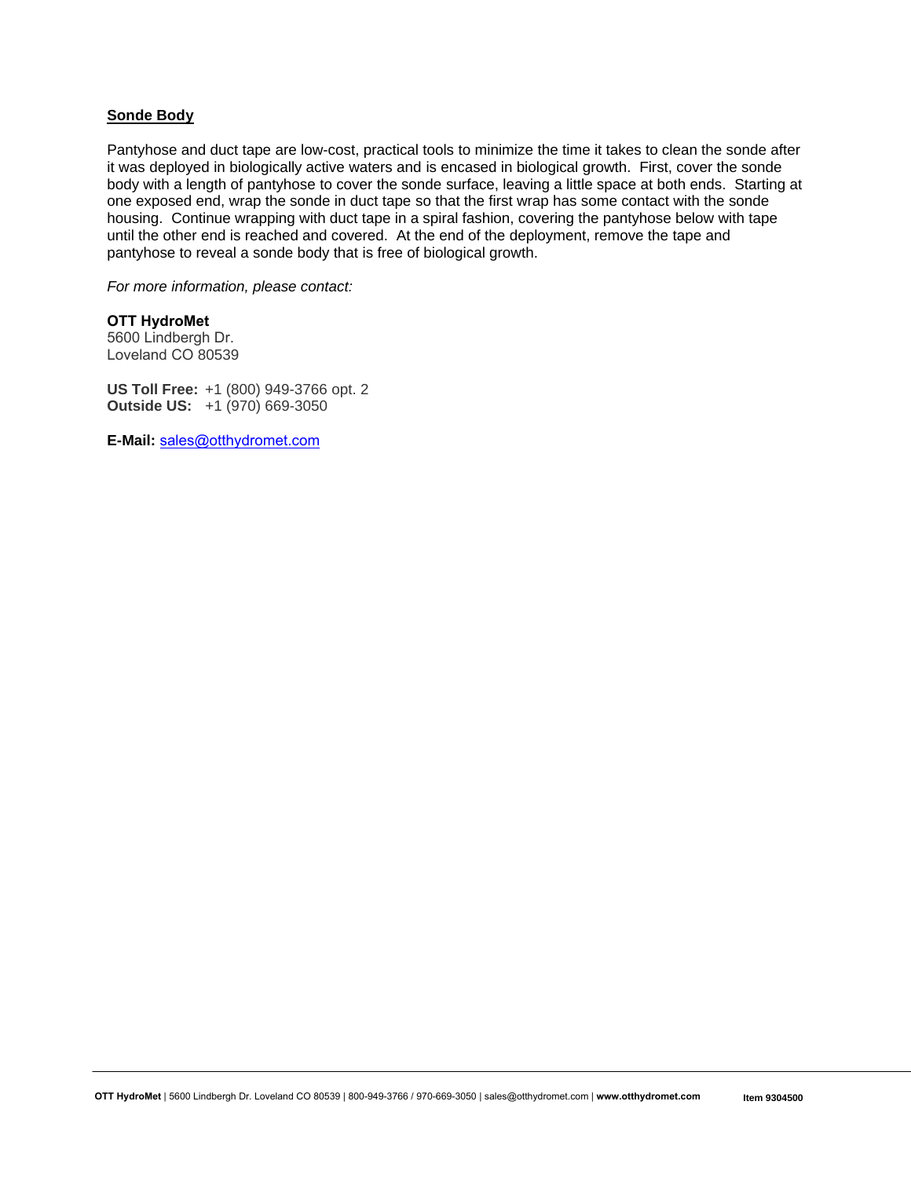## Sonde Body

Pantyhose and duct tape are low-cost, practical tools to minimize the time it takes to clean the sonde after it was deployed in biologically active waters and is encased in biological growth. First, cover the sonde body with a length of pantyhose to cover the sonde surface, leaving a little space at both ends. Starting at one exposed end, wrap the sonde in duct tape so that the first wrap has some contact with the sonde housing. Continue wrapping with duct tape in a spiral fashion, covering the pantyhose below with tape until the other end is reached and covered. At the end of the deployment, remove the tape and pantyhose to reveal a sonde body that is free of biological growth.

*For more information, please contact:*

**OTT HydroMet**
5600 Lindbergh Dr.
Loveland CO 80539

**US Toll Free:** +1 (800) 949-3766 opt. 2
**Outside US:** +1 (970) 669-3050

**E-Mail:** sales@otthydromet.com